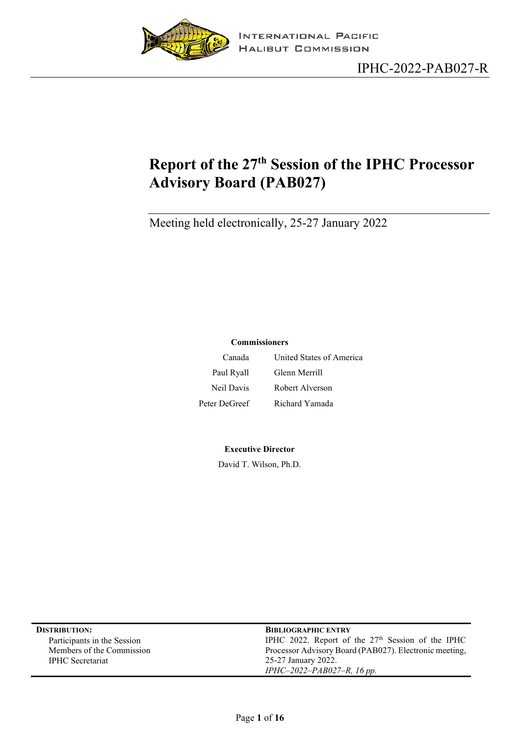INTERNATIONAL PACIFIC HALIBUT COMMISSION

IPHC-2022-PAB027-R

# Report of the 27th Session of the IPHC Processor Advisory Board (PAB027)

Meeting held electronically, 25-27 January 2022

**Commissioners**

| Canada | United States of America |
|---|---|
| Paul Ryall | Glenn Merrill |
| Neil Davis | Robert Alverson |
| Peter DeGreef | Richard Yamada |

**Executive Director**

David T. Wilson, Ph.D.

**DISTRIBUTION:**
Participants in the Session
Members of the Commission
IPHC Secretariat

**BIBLIOGRAPHIC ENTRY**
IPHC 2022. Report of the 27th Session of the IPHC Processor Advisory Board (PAB027). Electronic meeting, 25-27 January 2022.
*IPHC–2022–PAB027–R, 16 pp.*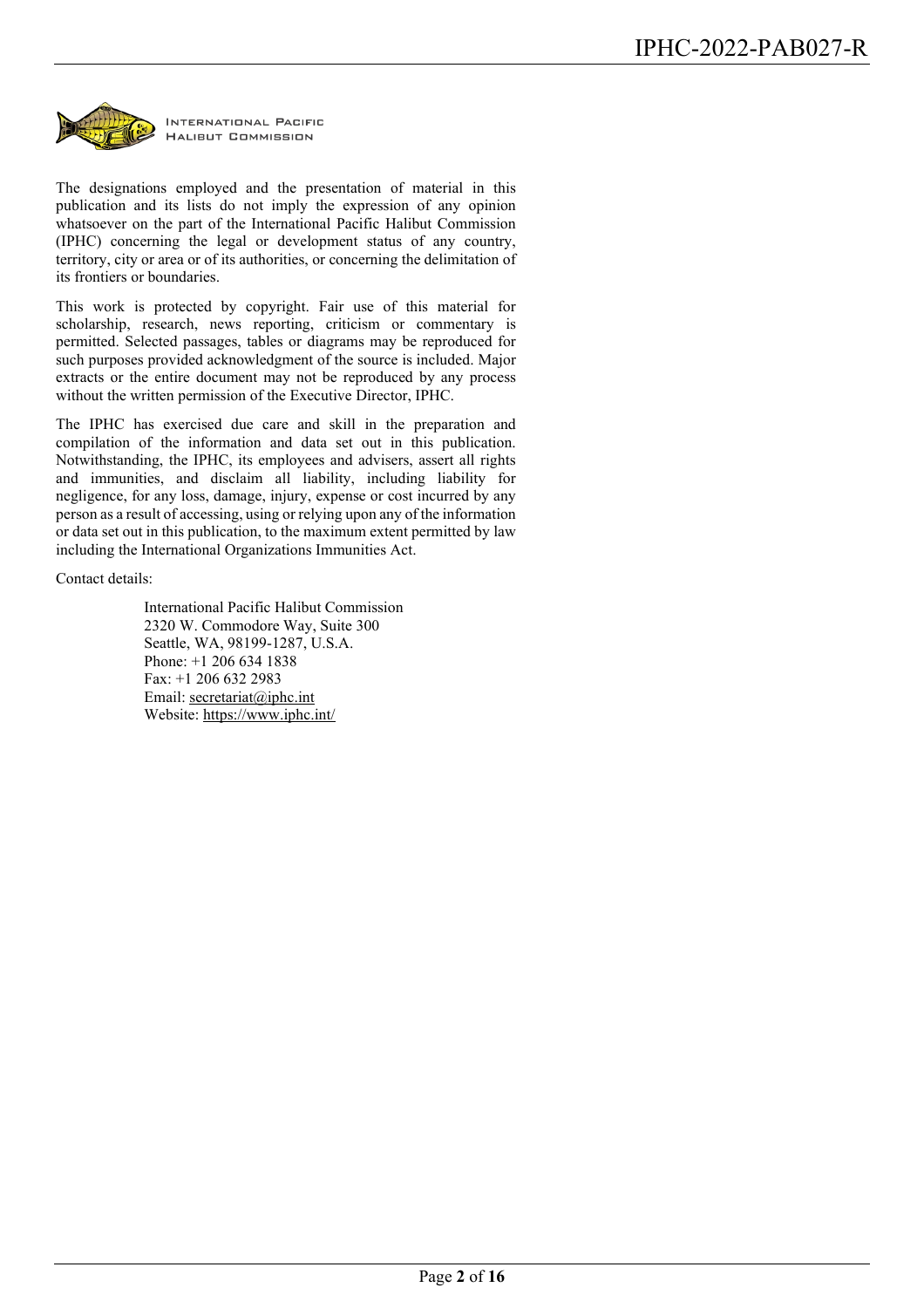INTERNATIONAL PACIFIC HALIBUT COMMISSION

The designations employed and the presentation of material in this publication and its lists do not imply the expression of any opinion whatsoever on the part of the International Pacific Halibut Commission (IPHC) concerning the legal or development status of any country, territory, city or area or of its authorities, or concerning the delimitation of its frontiers or boundaries.

This work is protected by copyright. Fair use of this material for scholarship, research, news reporting, criticism or commentary is permitted. Selected passages, tables or diagrams may be reproduced for such purposes provided acknowledgment of the source is included. Major extracts or the entire document may not be reproduced by any process without the written permission of the Executive Director, IPHC.

The IPHC has exercised due care and skill in the preparation and compilation of the information and data set out in this publication. Notwithstanding, the IPHC, its employees and advisers, assert all rights and immunities, and disclaim all liability, including liability for negligence, for any loss, damage, injury, expense or cost incurred by any person as a result of accessing, using or relying upon any of the information or data set out in this publication, to the maximum extent permitted by law including the International Organizations Immunities Act.

Contact details:

International Pacific Halibut Commission
2320 W. Commodore Way, Suite 300
Seattle, WA, 98199-1287, U.S.A.
Phone: +1 206 634 1838
Fax: +1 206 632 2983
Email: secretariat@iphc.int
Website: https://www.iphc.int/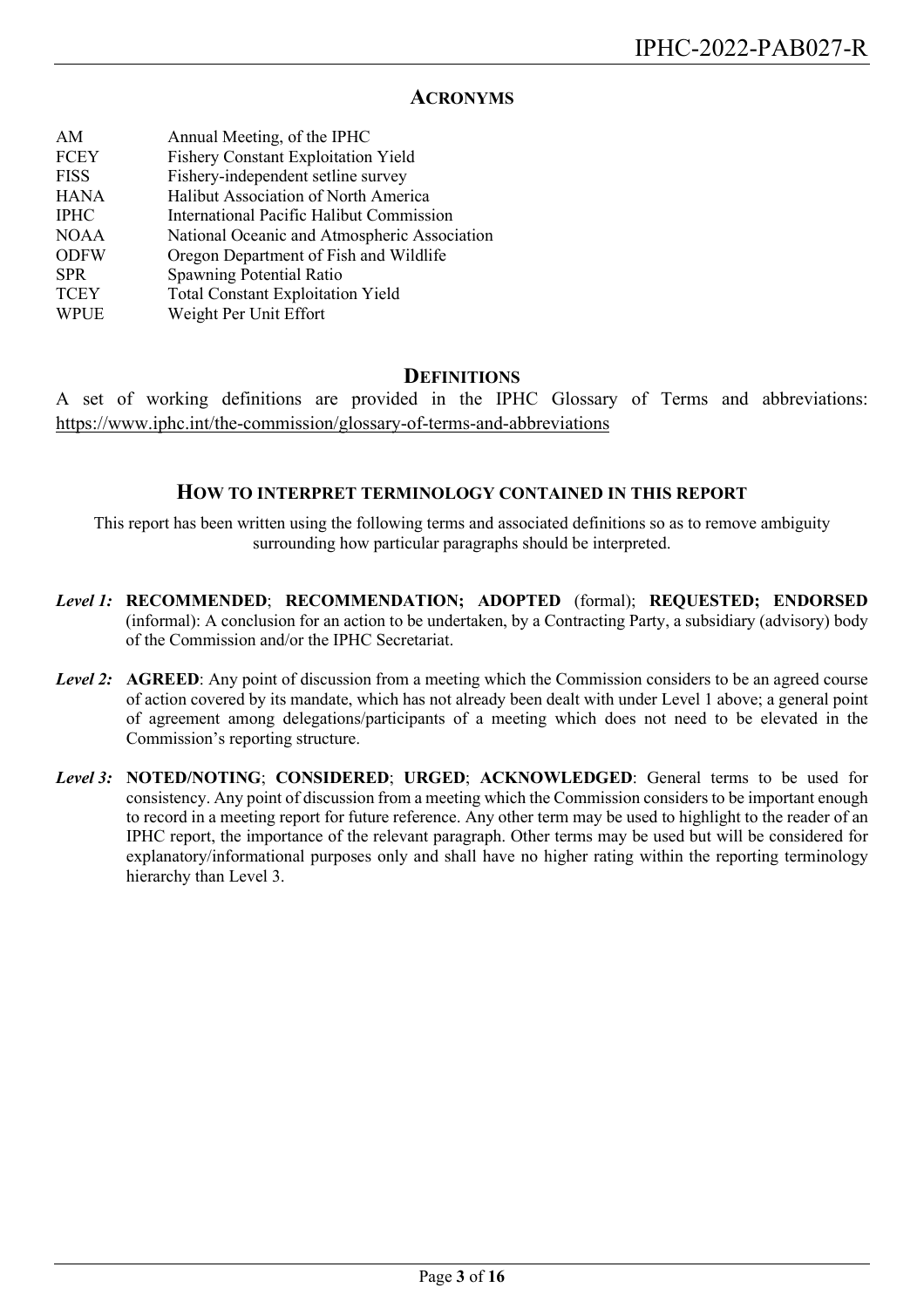## ACRONYMS

| | |
|---|---|
| AM | Annual Meeting, of the IPHC |
| FCEY | Fishery Constant Exploitation Yield |
| FISS | Fishery-independent setline survey |
| HANA | Halibut Association of North America |
| IPHC | International Pacific Halibut Commission |
| NOAA | National Oceanic and Atmospheric Association |
| ODFW | Oregon Department of Fish and Wildlife |
| SPR | Spawning Potential Ratio |
| TCEY | Total Constant Exploitation Yield |
| WPUE | Weight Per Unit Effort |

## DEFINITIONS

A set of working definitions are provided in the IPHC Glossary of Terms and abbreviations: https://www.iphc.int/the-commission/glossary-of-terms-and-abbreviations

## HOW TO INTERPRET TERMINOLOGY CONTAINED IN THIS REPORT

This report has been written using the following terms and associated definitions so as to remove ambiguity surrounding how particular paragraphs should be interpreted.

*Level 1:* **RECOMMENDED**; **RECOMMENDATION; ADOPTED** (formal); **REQUESTED; ENDORSED** (informal): A conclusion for an action to be undertaken, by a Contracting Party, a subsidiary (advisory) body of the Commission and/or the IPHC Secretariat.

*Level 2:* **AGREED**: Any point of discussion from a meeting which the Commission considers to be an agreed course of action covered by its mandate, which has not already been dealt with under Level 1 above; a general point of agreement among delegations/participants of a meeting which does not need to be elevated in the Commission's reporting structure.

*Level 3:* **NOTED/NOTING**; **CONSIDERED**; **URGED**; **ACKNOWLEDGED**: General terms to be used for consistency. Any point of discussion from a meeting which the Commission considers to be important enough to record in a meeting report for future reference. Any other term may be used to highlight to the reader of an IPHC report, the importance of the relevant paragraph. Other terms may be used but will be considered for explanatory/informational purposes only and shall have no higher rating within the reporting terminology hierarchy than Level 3.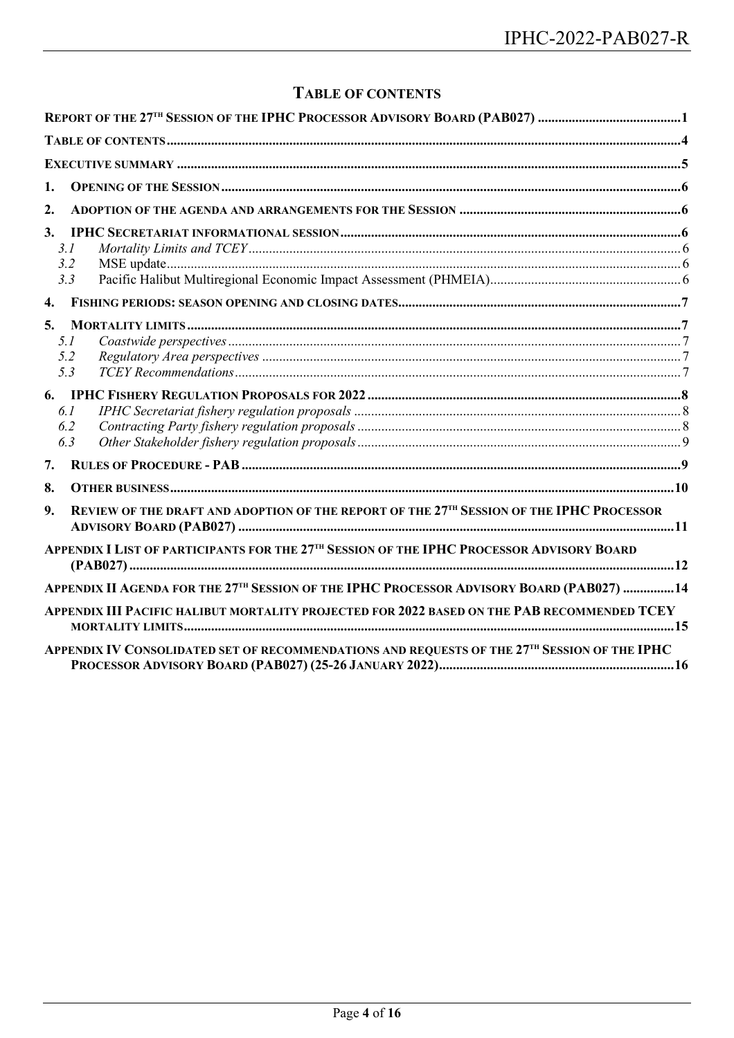## TABLE OF CONTENTS

| | |
|---|---|
| **REPORT OF THE 27TH SESSION OF THE IPHC PROCESSOR ADVISORY BOARD (PAB027)** | **1** |
| **TABLE OF CONTENTS** | **4** |
| **EXECUTIVE SUMMARY** | **5** |
| **1. OPENING OF THE SESSION** | **6** |
| **2. ADOPTION OF THE AGENDA AND ARRANGEMENTS FOR THE SESSION** | **6** |
| **3. IPHC SECRETARIAT INFORMATIONAL SESSION** | **6** |
| 3.1 *Mortality Limits and TCEY* | 6 |
| 3.2 MSE update | 6 |
| 3.3 Pacific Halibut Multiregional Economic Impact Assessment (PHMEIA) | 6 |
| **4. FISHING PERIODS: SEASON OPENING AND CLOSING DATES** | **7** |
| **5. MORTALITY LIMITS** | **7** |
| 5.1 *Coastwide perspectives* | 7 |
| 5.2 *Regulatory Area perspectives* | 7 |
| 5.3 *TCEY Recommendations* | 7 |
| **6. IPHC FISHERY REGULATION PROPOSALS FOR 2022** | **8** |
| 6.1 *IPHC Secretariat fishery regulation proposals* | 8 |
| 6.2 *Contracting Party fishery regulation proposals* | 8 |
| 6.3 *Other Stakeholder fishery regulation proposals* | 9 |
| **7. RULES OF PROCEDURE - PAB** | **9** |
| **8. OTHER BUSINESS** | **10** |
| **9. REVIEW OF THE DRAFT AND ADOPTION OF THE REPORT OF THE 27TH SESSION OF THE IPHC PROCESSOR ADVISORY BOARD (PAB027)** | **11** |
| **APPENDIX I LIST OF PARTICIPANTS FOR THE 27TH SESSION OF THE IPHC PROCESSOR ADVISORY BOARD (PAB027)** | **12** |
| **APPENDIX II AGENDA FOR THE 27TH SESSION OF THE IPHC PROCESSOR ADVISORY BOARD (PAB027)** | **14** |
| **APPENDIX III PACIFIC HALIBUT MORTALITY PROJECTED FOR 2022 BASED ON THE PAB RECOMMENDED TCEY MORTALITY LIMITS** | **15** |
| **APPENDIX IV CONSOLIDATED SET OF RECOMMENDATIONS AND REQUESTS OF THE 27TH SESSION OF THE IPHC PROCESSOR ADVISORY BOARD (PAB027) (25-26 JANUARY 2022)** | **16** |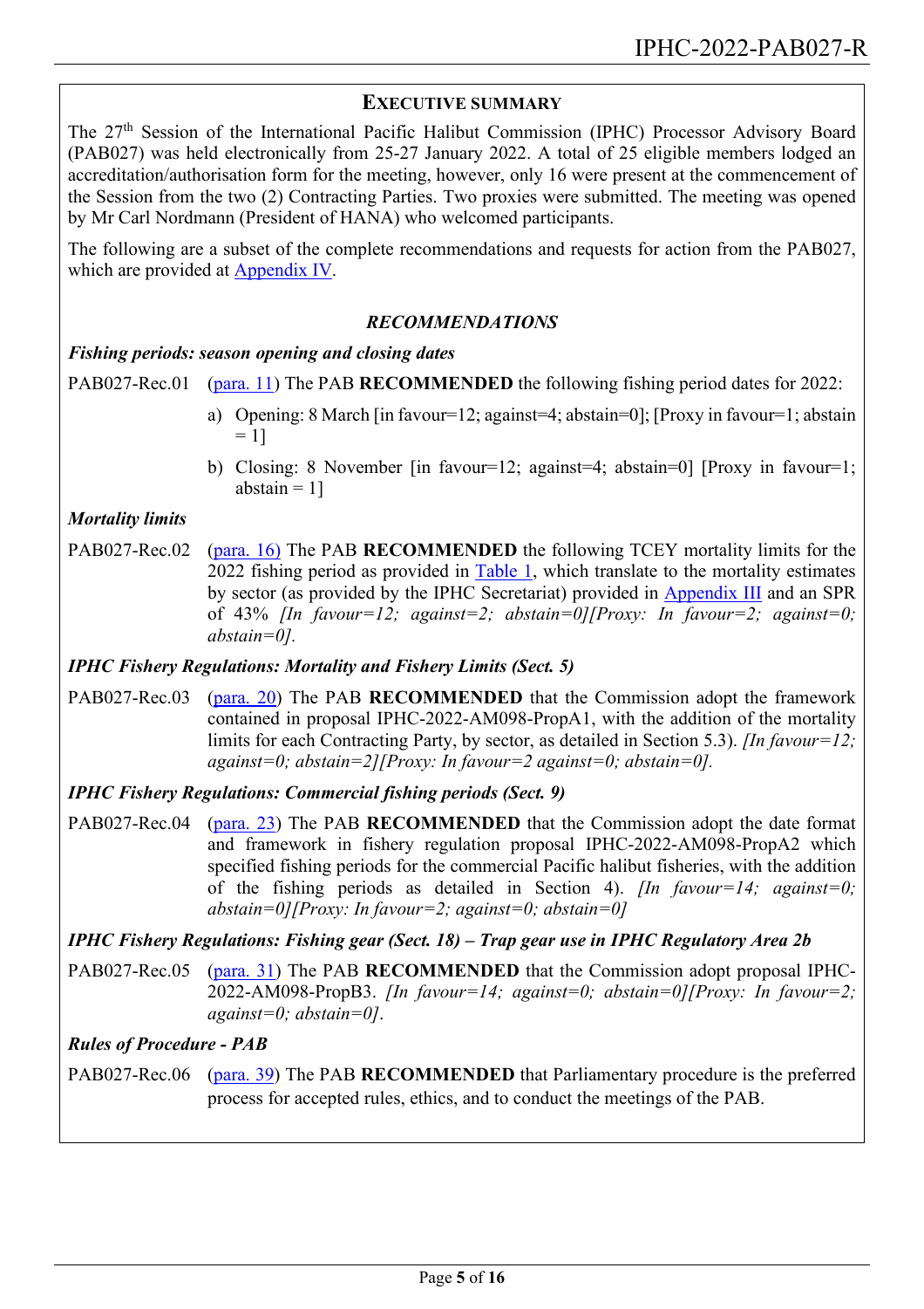## EXECUTIVE SUMMARY

The 27th Session of the International Pacific Halibut Commission (IPHC) Processor Advisory Board (PAB027) was held electronically from 25-27 January 2022. A total of 25 eligible members lodged an accreditation/authorisation form for the meeting, however, only 16 were present at the commencement of the Session from the two (2) Contracting Parties. Two proxies were submitted. The meeting was opened by Mr Carl Nordmann (President of HANA) who welcomed participants.

The following are a subset of the complete recommendations and requests for action from the PAB027, which are provided at Appendix IV.

### *RECOMMENDATIONS*

***Fishing periods: season opening and closing dates***

PAB027-Rec.01 (para. 11) The PAB **RECOMMENDED** the following fishing period dates for 2022:

a) Opening: 8 March [in favour=12; against=4; abstain=0]; [Proxy in favour=1; abstain = 1]

b) Closing: 8 November [in favour=12; against=4; abstain=0] [Proxy in favour=1; abstain = 1]

***Mortality limits***

PAB027-Rec.02 (para. 16) The PAB **RECOMMENDED** the following TCEY mortality limits for the 2022 fishing period as provided in Table 1, which translate to the mortality estimates by sector (as provided by the IPHC Secretariat) provided in Appendix III and an SPR of 43% *[In favour=12; against=2; abstain=0][Proxy: In favour=2; against=0; abstain=0].*

***IPHC Fishery Regulations: Mortality and Fishery Limits (Sect. 5)***

PAB027-Rec.03 (para. 20) The PAB **RECOMMENDED** that the Commission adopt the framework contained in proposal IPHC-2022-AM098-PropA1, with the addition of the mortality limits for each Contracting Party, by sector, as detailed in Section 5.3). *[In favour=12; against=0; abstain=2][Proxy: In favour=2 against=0; abstain=0].*

***IPHC Fishery Regulations: Commercial fishing periods (Sect. 9)***

PAB027-Rec.04 (para. 23) The PAB **RECOMMENDED** that the Commission adopt the date format and framework in fishery regulation proposal IPHC-2022-AM098-PropA2 which specified fishing periods for the commercial Pacific halibut fisheries, with the addition of the fishing periods as detailed in Section 4). *[In favour=14; against=0; abstain=0][Proxy: In favour=2; against=0; abstain=0]*

***IPHC Fishery Regulations: Fishing gear (Sect. 18) – Trap gear use in IPHC Regulatory Area 2b***

PAB027-Rec.05 (para. 31) The PAB **RECOMMENDED** that the Commission adopt proposal IPHC-2022-AM098-PropB3. *[In favour=14; against=0; abstain=0][Proxy: In favour=2; against=0; abstain=0].*

***Rules of Procedure - PAB***

PAB027-Rec.06 (para. 39) The PAB **RECOMMENDED** that Parliamentary procedure is the preferred process for accepted rules, ethics, and to conduct the meetings of the PAB.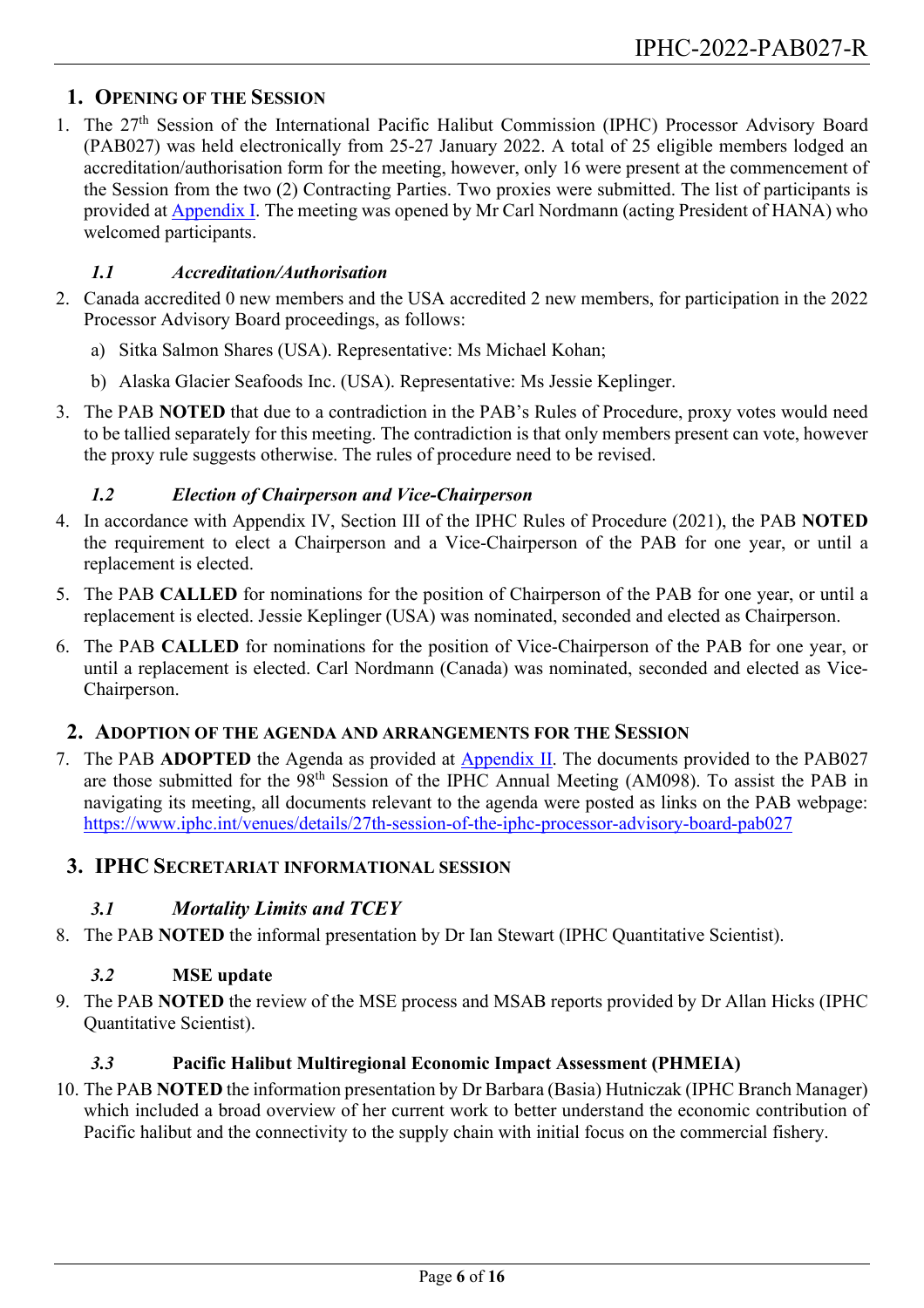## 1. Opening of the Session

1. The 27th Session of the International Pacific Halibut Commission (IPHC) Processor Advisory Board (PAB027) was held electronically from 25-27 January 2022. A total of 25 eligible members lodged an accreditation/authorisation form for the meeting, however, only 16 were present at the commencement of the Session from the two (2) Contracting Parties. Two proxies were submitted. The list of participants is provided at [Appendix I](). The meeting was opened by Mr Carl Nordmann (acting President of HANA) who welcomed participants.

### *1.1 Accreditation/Authorisation*

2. Canada accredited 0 new members and the USA accredited 2 new members, for participation in the 2022 Processor Advisory Board proceedings, as follows:
   a) Sitka Salmon Shares (USA). Representative: Ms Michael Kohan;
   b) Alaska Glacier Seafoods Inc. (USA). Representative: Ms Jessie Keplinger.

3. The PAB **NOTED** that due to a contradiction in the PAB's Rules of Procedure, proxy votes would need to be tallied separately for this meeting. The contradiction is that only members present can vote, however the proxy rule suggests otherwise. The rules of procedure need to be revised.

### *1.2 Election of Chairperson and Vice-Chairperson*

4. In accordance with Appendix IV, Section III of the IPHC Rules of Procedure (2021), the PAB **NOTED** the requirement to elect a Chairperson and a Vice-Chairperson of the PAB for one year, or until a replacement is elected.

5. The PAB **CALLED** for nominations for the position of Chairperson of the PAB for one year, or until a replacement is elected. Jessie Keplinger (USA) was nominated, seconded and elected as Chairperson.

6. The PAB **CALLED** for nominations for the position of Vice-Chairperson of the PAB for one year, or until a replacement is elected. Carl Nordmann (Canada) was nominated, seconded and elected as Vice-Chairperson.

## 2. Adoption of the agenda and arrangements for the Session

7. The PAB **ADOPTED** the Agenda as provided at [Appendix II](). The documents provided to the PAB027 are those submitted for the 98th Session of the IPHC Annual Meeting (AM098). To assist the PAB in navigating its meeting, all documents relevant to the agenda were posted as links on the PAB webpage: https://www.iphc.int/venues/details/27th-session-of-the-iphc-processor-advisory-board-pab027

## 3. IPHC Secretariat informational session

### *3.1 Mortality Limits and TCEY*

8. The PAB **NOTED** the informal presentation by Dr Ian Stewart (IPHC Quantitative Scientist).

### *3.2* MSE update

9. The PAB **NOTED** the review of the MSE process and MSAB reports provided by Dr Allan Hicks (IPHC Quantitative Scientist).

### *3.3* Pacific Halibut Multiregional Economic Impact Assessment (PHMEIA)

10. The PAB **NOTED** the information presentation by Dr Barbara (Basia) Hutniczak (IPHC Branch Manager) which included a broad overview of her current work to better understand the economic contribution of Pacific halibut and the connectivity to the supply chain with initial focus on the commercial fishery.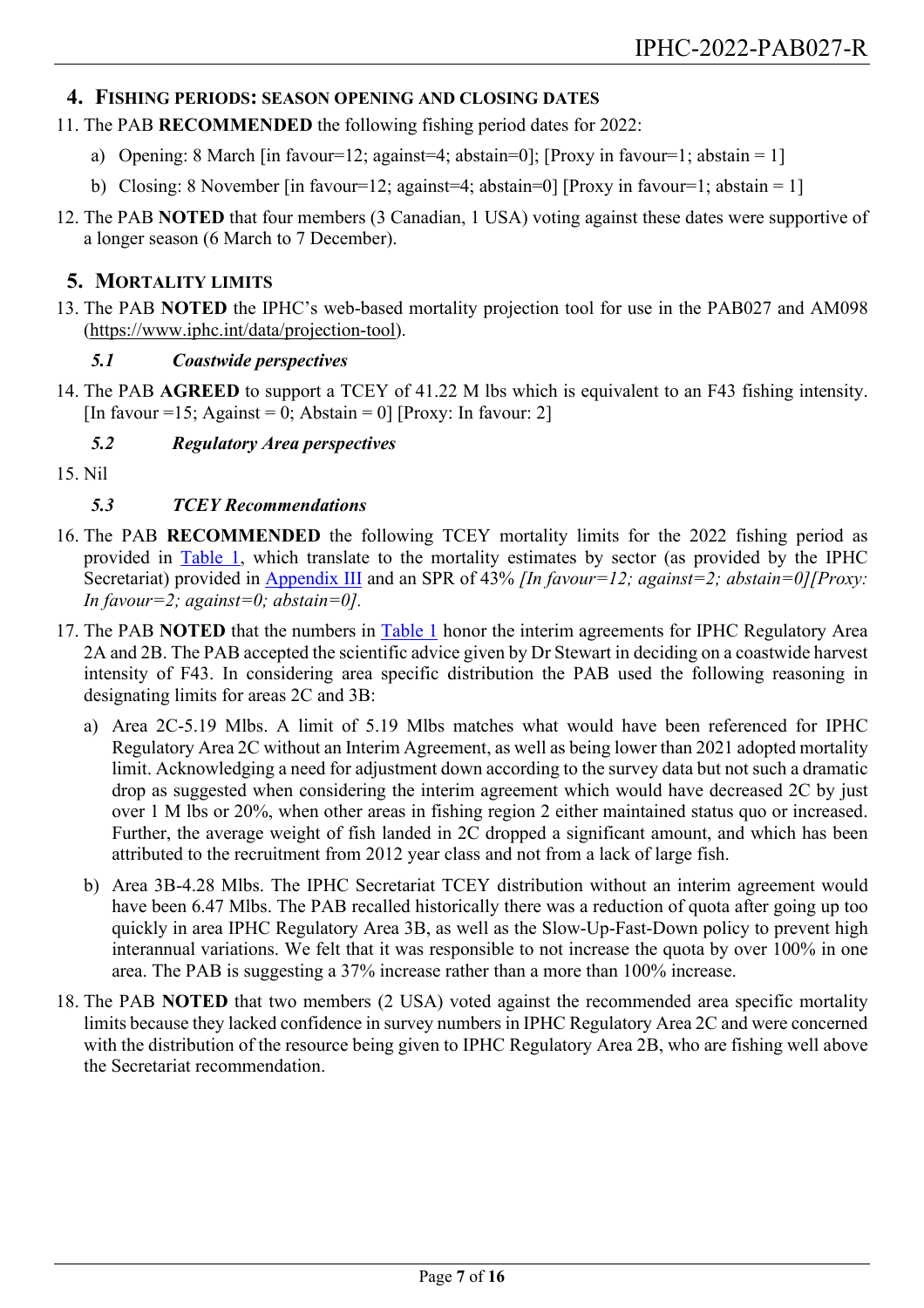## 4. FISHING PERIODS: SEASON OPENING AND CLOSING DATES

11. The PAB **RECOMMENDED** the following fishing period dates for 2022:
    a) Opening: 8 March [in favour=12; against=4; abstain=0]; [Proxy in favour=1; abstain = 1]
    b) Closing: 8 November [in favour=12; against=4; abstain=0] [Proxy in favour=1; abstain = 1]

12. The PAB **NOTED** that four members (3 Canadian, 1 USA) voting against these dates were supportive of a longer season (6 March to 7 December).

## 5. MORTALITY LIMITS

13. The PAB **NOTED** the IPHC's web-based mortality projection tool for use in the PAB027 and AM098 (https://www.iphc.int/data/projection-tool).

### *5.1 Coastwide perspectives*

14. The PAB **AGREED** to support a TCEY of 41.22 M lbs which is equivalent to an F43 fishing intensity. [In favour =15; Against = 0; Abstain = 0] [Proxy: In favour: 2]

### *5.2 Regulatory Area perspectives*

15. Nil

### *5.3 TCEY Recommendations*

16. The PAB **RECOMMENDED** the following TCEY mortality limits for the 2022 fishing period as provided in Table 1, which translate to the mortality estimates by sector (as provided by the IPHC Secretariat) provided in Appendix III and an SPR of 43% *[In favour=12; against=2; abstain=0][Proxy: In favour=2; against=0; abstain=0].*

17. The PAB **NOTED** that the numbers in Table 1 honor the interim agreements for IPHC Regulatory Area 2A and 2B. The PAB accepted the scientific advice given by Dr Stewart in deciding on a coastwide harvest intensity of F43. In considering area specific distribution the PAB used the following reasoning in designating limits for areas 2C and 3B:
    a) Area 2C-5.19 Mlbs. A limit of 5.19 Mlbs matches what would have been referenced for IPHC Regulatory Area 2C without an Interim Agreement, as well as being lower than 2021 adopted mortality limit. Acknowledging a need for adjustment down according to the survey data but not such a dramatic drop as suggested when considering the interim agreement which would have decreased 2C by just over 1 M lbs or 20%, when other areas in fishing region 2 either maintained status quo or increased. Further, the average weight of fish landed in 2C dropped a significant amount, and which has been attributed to the recruitment from 2012 year class and not from a lack of large fish.
    b) Area 3B-4.28 Mlbs. The IPHC Secretariat TCEY distribution without an interim agreement would have been 6.47 Mlbs. The PAB recalled historically there was a reduction of quota after going up too quickly in area IPHC Regulatory Area 3B, as well as the Slow-Up-Fast-Down policy to prevent high interannual variations. We felt that it was responsible to not increase the quota by over 100% in one area. The PAB is suggesting a 37% increase rather than a more than 100% increase.

18. The PAB **NOTED** that two members (2 USA) voted against the recommended area specific mortality limits because they lacked confidence in survey numbers in IPHC Regulatory Area 2C and were concerned with the distribution of the resource being given to IPHC Regulatory Area 2B, who are fishing well above the Secretariat recommendation.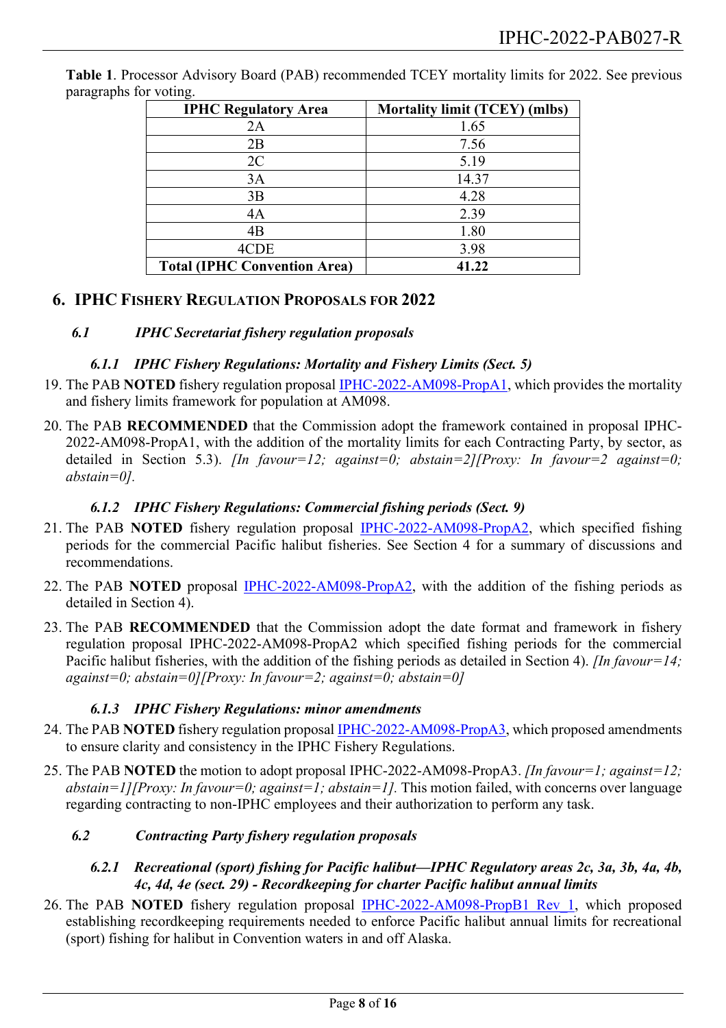**Table 1**. Processor Advisory Board (PAB) recommended TCEY mortality limits for 2022. See previous paragraphs for voting.

| IPHC Regulatory Area | Mortality limit (TCEY) (mlbs) |
|---|---|
| 2A | 1.65 |
| 2B | 7.56 |
| 2C | 5.19 |
| 3A | 14.37 |
| 3B | 4.28 |
| 4A | 2.39 |
| 4B | 1.80 |
| 4CDE | 3.98 |
| **Total (IPHC Convention Area)** | **41.22** |

## 6. IPHC Fishery Regulation Proposals for 2022

### *6.1 IPHC Secretariat fishery regulation proposals*

#### *6.1.1 IPHC Fishery Regulations: Mortality and Fishery Limits (Sect. 5)*

19. The PAB **NOTED** fishery regulation proposal IPHC-2022-AM098-PropA1, which provides the mortality and fishery limits framework for population at AM098.

20. The PAB **RECOMMENDED** that the Commission adopt the framework contained in proposal IPHC-2022-AM098-PropA1, with the addition of the mortality limits for each Contracting Party, by sector, as detailed in Section 5.3). *[In favour=12; against=0; abstain=2][Proxy: In favour=2 against=0; abstain=0].*

#### *6.1.2 IPHC Fishery Regulations: Commercial fishing periods (Sect. 9)*

21. The PAB **NOTED** fishery regulation proposal IPHC-2022-AM098-PropA2, which specified fishing periods for the commercial Pacific halibut fisheries. See Section 4 for a summary of discussions and recommendations.

22. The PAB **NOTED** proposal IPHC-2022-AM098-PropA2, with the addition of the fishing periods as detailed in Section 4).

23. The PAB **RECOMMENDED** that the Commission adopt the date format and framework in fishery regulation proposal IPHC-2022-AM098-PropA2 which specified fishing periods for the commercial Pacific halibut fisheries, with the addition of the fishing periods as detailed in Section 4). *[In favour=14; against=0; abstain=0][Proxy: In favour=2; against=0; abstain=0]*

#### *6.1.3 IPHC Fishery Regulations: minor amendments*

24. The PAB **NOTED** fishery regulation proposal IPHC-2022-AM098-PropA3, which proposed amendments to ensure clarity and consistency in the IPHC Fishery Regulations.

25. The PAB **NOTED** the motion to adopt proposal IPHC-2022-AM098-PropA3. *[In favour=1; against=12; abstain=1][Proxy: In favour=0; against=1; abstain=1].* This motion failed, with concerns over language regarding contracting to non-IPHC employees and their authorization to perform any task.

### *6.2 Contracting Party fishery regulation proposals*

#### *6.2.1 Recreational (sport) fishing for Pacific halibut—IPHC Regulatory areas 2c, 3a, 3b, 4a, 4b, 4c, 4d, 4e (sect. 29) - Recordkeeping for charter Pacific halibut annual limits*

26. The PAB **NOTED** fishery regulation proposal IPHC-2022-AM098-PropB1 Rev_1, which proposed establishing recordkeeping requirements needed to enforce Pacific halibut annual limits for recreational (sport) fishing for halibut in Convention waters in and off Alaska.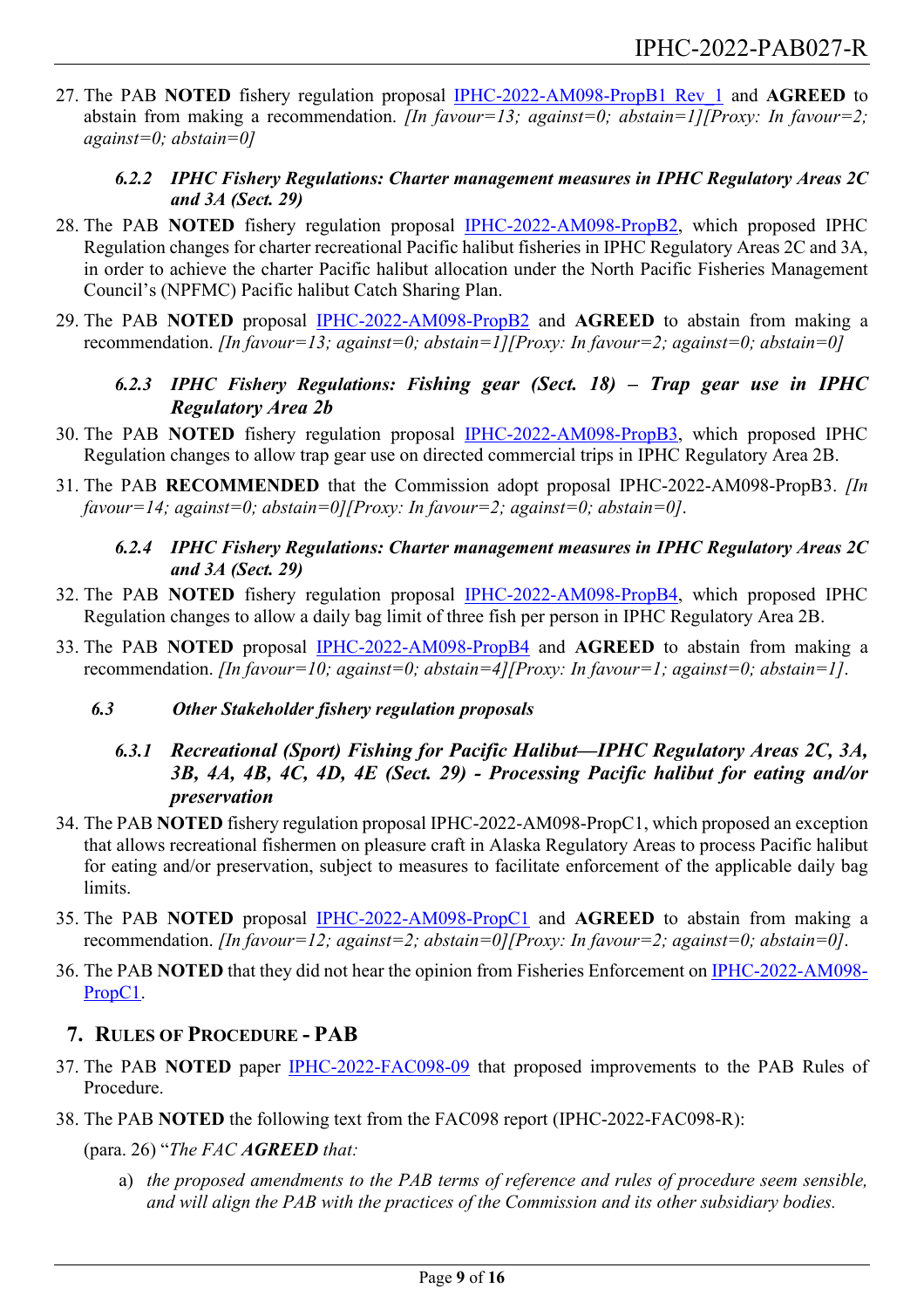27. The PAB **NOTED** fishery regulation proposal IPHC-2022-AM098-PropB1 Rev_1 and **AGREED** to abstain from making a recommendation. *[In favour=13; against=0; abstain=1][Proxy: In favour=2; against=0; abstain=0]*

#### 6.2.2 IPHC Fishery Regulations: Charter management measures in IPHC Regulatory Areas 2C and 3A (Sect. 29)

28. The PAB **NOTED** fishery regulation proposal IPHC-2022-AM098-PropB2, which proposed IPHC Regulation changes for charter recreational Pacific halibut fisheries in IPHC Regulatory Areas 2C and 3A, in order to achieve the charter Pacific halibut allocation under the North Pacific Fisheries Management Council's (NPFMC) Pacific halibut Catch Sharing Plan.
29. The PAB **NOTED** proposal IPHC-2022-AM098-PropB2 and **AGREED** to abstain from making a recommendation. *[In favour=13; against=0; abstain=1][Proxy: In favour=2; against=0; abstain=0]*

#### 6.2.3 IPHC Fishery Regulations: Fishing gear (Sect. 18) – Trap gear use in IPHC Regulatory Area 2b

30. The PAB **NOTED** fishery regulation proposal IPHC-2022-AM098-PropB3, which proposed IPHC Regulation changes to allow trap gear use on directed commercial trips in IPHC Regulatory Area 2B.
31. The PAB **RECOMMENDED** that the Commission adopt proposal IPHC-2022-AM098-PropB3. *[In favour=14; against=0; abstain=0][Proxy: In favour=2; against=0; abstain=0]*.

#### 6.2.4 IPHC Fishery Regulations: Charter management measures in IPHC Regulatory Areas 2C and 3A (Sect. 29)

32. The PAB **NOTED** fishery regulation proposal IPHC-2022-AM098-PropB4, which proposed IPHC Regulation changes to allow a daily bag limit of three fish per person in IPHC Regulatory Area 2B.
33. The PAB **NOTED** proposal IPHC-2022-AM098-PropB4 and **AGREED** to abstain from making a recommendation. *[In favour=10; against=0; abstain=4][Proxy: In favour=1; against=0; abstain=1]*.

### 6.3 Other Stakeholder fishery regulation proposals

#### 6.3.1 Recreational (Sport) Fishing for Pacific Halibut—IPHC Regulatory Areas 2C, 3A, 3B, 4A, 4B, 4C, 4D, 4E (Sect. 29) - Processing Pacific halibut for eating and/or preservation

34. The PAB **NOTED** fishery regulation proposal IPHC-2022-AM098-PropC1, which proposed an exception that allows recreational fishermen on pleasure craft in Alaska Regulatory Areas to process Pacific halibut for eating and/or preservation, subject to measures to facilitate enforcement of the applicable daily bag limits.
35. The PAB **NOTED** proposal IPHC-2022-AM098-PropC1 and **AGREED** to abstain from making a recommendation. *[In favour=12; against=2; abstain=0][Proxy: In favour=2; against=0; abstain=0]*.
36. The PAB **NOTED** that they did not hear the opinion from Fisheries Enforcement on IPHC-2022-AM098-PropC1.

## 7. Rules of Procedure - PAB

37. The PAB **NOTED** paper IPHC-2022-FAC098-09 that proposed improvements to the PAB Rules of Procedure.
38. The PAB **NOTED** the following text from the FAC098 report (IPHC-2022-FAC098-R):

    (para. 26) "*The FAC **AGREED** that:*

    a) *the proposed amendments to the PAB terms of reference and rules of procedure seem sensible, and will align the PAB with the practices of the Commission and its other subsidiary bodies.*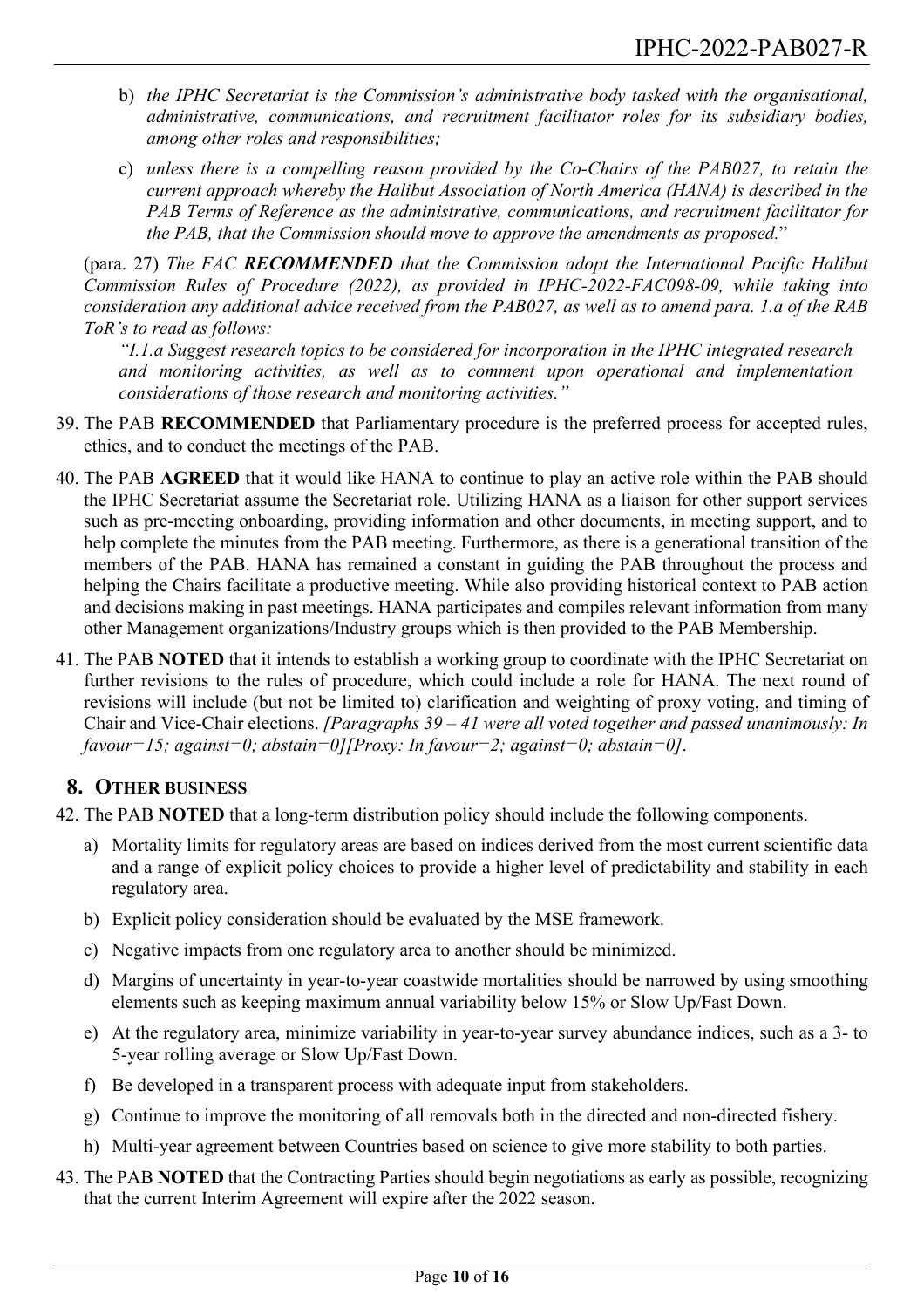b) *the IPHC Secretariat is the Commission's administrative body tasked with the organisational, administrative, communications, and recruitment facilitator roles for its subsidiary bodies, among other roles and responsibilities;*

c) *unless there is a compelling reason provided by the Co-Chairs of the PAB027, to retain the current approach whereby the Halibut Association of North America (HANA) is described in the PAB Terms of Reference as the administrative, communications, and recruitment facilitator for the PAB, that the Commission should move to approve the amendments as proposed.*"

(para. 27) *The FAC **RECOMMENDED** that the Commission adopt the International Pacific Halibut Commission Rules of Procedure (2022), as provided in IPHC-2022-FAC098-09, while taking into consideration any additional advice received from the PAB027, as well as to amend para. 1.a of the RAB ToR's to read as follows:*

> *"I.1.a Suggest research topics to be considered for incorporation in the IPHC integrated research and monitoring activities, as well as to comment upon operational and implementation considerations of those research and monitoring activities."*

39. The PAB **RECOMMENDED** that Parliamentary procedure is the preferred process for accepted rules, ethics, and to conduct the meetings of the PAB.

40. The PAB **AGREED** that it would like HANA to continue to play an active role within the PAB should the IPHC Secretariat assume the Secretariat role. Utilizing HANA as a liaison for other support services such as pre-meeting onboarding, providing information and other documents, in meeting support, and to help complete the minutes from the PAB meeting. Furthermore, as there is a generational transition of the members of the PAB. HANA has remained a constant in guiding the PAB throughout the process and helping the Chairs facilitate a productive meeting. While also providing historical context to PAB action and decisions making in past meetings. HANA participates and compiles relevant information from many other Management organizations/Industry groups which is then provided to the PAB Membership.

41. The PAB **NOTED** that it intends to establish a working group to coordinate with the IPHC Secretariat on further revisions to the rules of procedure, which could include a role for HANA. The next round of revisions will include (but not be limited to) clarification and weighting of proxy voting, and timing of Chair and Vice-Chair elections. *[Paragraphs 39 – 41 were all voted together and passed unanimously: In favour=15; against=0; abstain=0][Proxy: In favour=2; against=0; abstain=0].*

## 8. OTHER BUSINESS

42. The PAB **NOTED** that a long-term distribution policy should include the following components.
    a) Mortality limits for regulatory areas are based on indices derived from the most current scientific data and a range of explicit policy choices to provide a higher level of predictability and stability in each regulatory area.
    b) Explicit policy consideration should be evaluated by the MSE framework.
    c) Negative impacts from one regulatory area to another should be minimized.
    d) Margins of uncertainty in year-to-year coastwide mortalities should be narrowed by using smoothing elements such as keeping maximum annual variability below 15% or Slow Up/Fast Down.
    e) At the regulatory area, minimize variability in year-to-year survey abundance indices, such as a 3- to 5-year rolling average or Slow Up/Fast Down.
    f) Be developed in a transparent process with adequate input from stakeholders.
    g) Continue to improve the monitoring of all removals both in the directed and non-directed fishery.
    h) Multi-year agreement between Countries based on science to give more stability to both parties.

43. The PAB **NOTED** that the Contracting Parties should begin negotiations as early as possible, recognizing that the current Interim Agreement will expire after the 2022 season.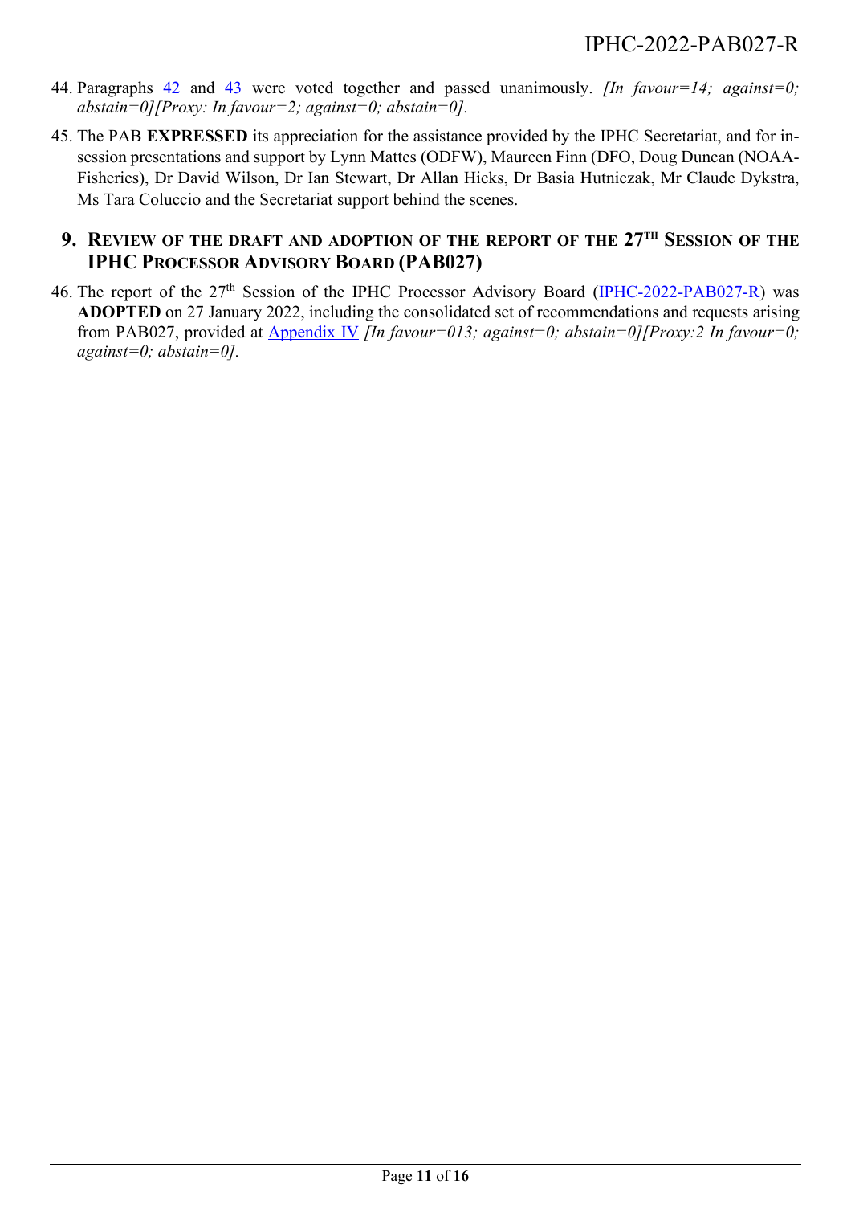44. Paragraphs 42 and 43 were voted together and passed unanimously. *[In favour=14; against=0; abstain=0][Proxy: In favour=2; against=0; abstain=0].*

45. The PAB **EXPRESSED** its appreciation for the assistance provided by the IPHC Secretariat, and for in-session presentations and support by Lynn Mattes (ODFW), Maureen Finn (DFO, Doug Duncan (NOAA-Fisheries), Dr David Wilson, Dr Ian Stewart, Dr Allan Hicks, Dr Basia Hutniczak, Mr Claude Dykstra, Ms Tara Coluccio and the Secretariat support behind the scenes.

## 9. Review of the draft and adoption of the report of the 27th Session of the IPHC Processor Advisory Board (PAB027)

46. The report of the 27th Session of the IPHC Processor Advisory Board (IPHC-2022-PAB027-R) was **ADOPTED** on 27 January 2022, including the consolidated set of recommendations and requests arising from PAB027, provided at Appendix IV *[In favour=013; against=0; abstain=0][Proxy:2 In favour=0; against=0; abstain=0].*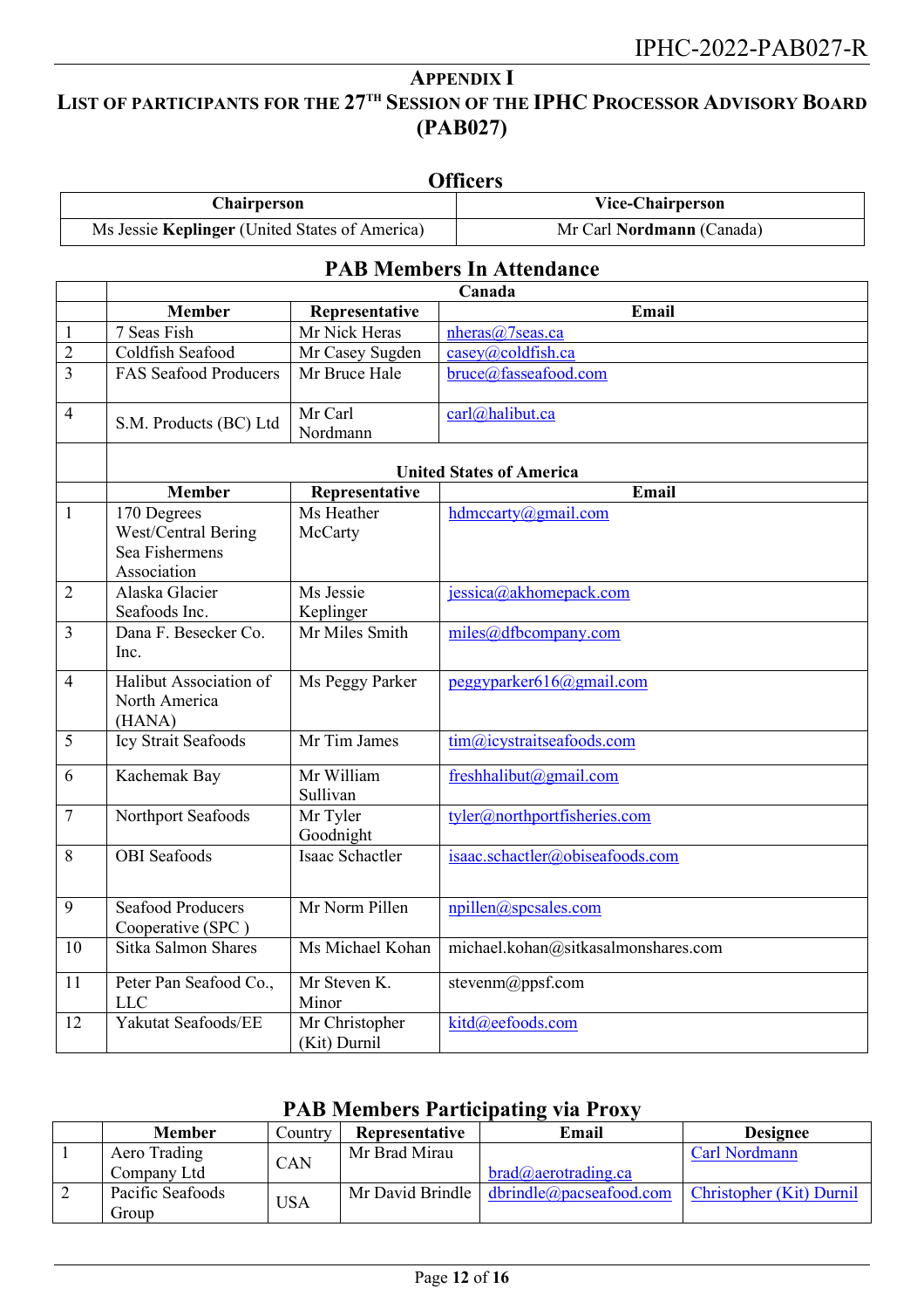## APPENDIX I

## LIST OF PARTICIPANTS FOR THE 27TH SESSION OF THE IPHC PROCESSOR ADVISORY BOARD (PAB027)

### Officers

| Chairperson | Vice-Chairperson |
|---|---|
| Ms Jessie **Keplinger** (United States of America) | Mr Carl **Nordmann** (Canada) |

### PAB Members In Attendance

| | Canada | | |
|---|---|---|---|
| | **Member** | **Representative** | **Email** |
| 1 | 7 Seas Fish | Mr Nick Heras | nheras@7seas.ca |
| 2 | Coldfish Seafood | Mr Casey Sugden | casey@coldfish.ca |
| 3 | FAS Seafood Producers | Mr Bruce Hale | bruce@fasseafood.com |
| 4 | S.M. Products (BC) Ltd | Mr Carl Nordmann | carl@halibut.ca |
| | **United States of America** | | |
| | **Member** | **Representative** | **Email** |
| 1 | 170 Degrees West/Central Bering Sea Fishermens Association | Ms Heather McCarty | hdmccarty@gmail.com |
| 2 | Alaska Glacier Seafoods Inc. | Ms Jessie Keplinger | jessica@akhomepack.com |
| 3 | Dana F. Besecker Co. Inc. | Mr Miles Smith | miles@dfbcompany.com |
| 4 | Halibut Association of North America (HANA) | Ms Peggy Parker | peggyparker616@gmail.com |
| 5 | Icy Strait Seafoods | Mr Tim James | tim@icystraitseafoods.com |
| 6 | Kachemak Bay | Mr William Sullivan | freshhalibut@gmail.com |
| 7 | Northport Seafoods | Mr Tyler Goodnight | tyler@northportfisheries.com |
| 8 | OBI Seafoods | Isaac Schactler | isaac.schactler@obiseafoods.com |
| 9 | Seafood Producers Cooperative (SPC ) | Mr Norm Pillen | npillen@spcsales.com |
| 10 | Sitka Salmon Shares | Ms Michael Kohan | michael.kohan@sitkasalmonshares.com |
| 11 | Peter Pan Seafood Co., LLC | Mr Steven K. Minor | stevenm@ppsf.com |
| 12 | Yakutat Seafoods/EE | Mr Christopher (Kit) Durnil | kitd@eefoods.com |

### PAB Members Participating via Proxy

| | Member | Country | Representative | Email | Designee |
|---|---|---|---|---|---|
| 1 | Aero Trading Company Ltd | CAN | Mr Brad Mirau | brad@aerotrading.ca | Carl Nordmann |
| 2 | Pacific Seafoods Group | USA | Mr David Brindle | dbrindle@pacseafood.com | Christopher (Kit) Durnil |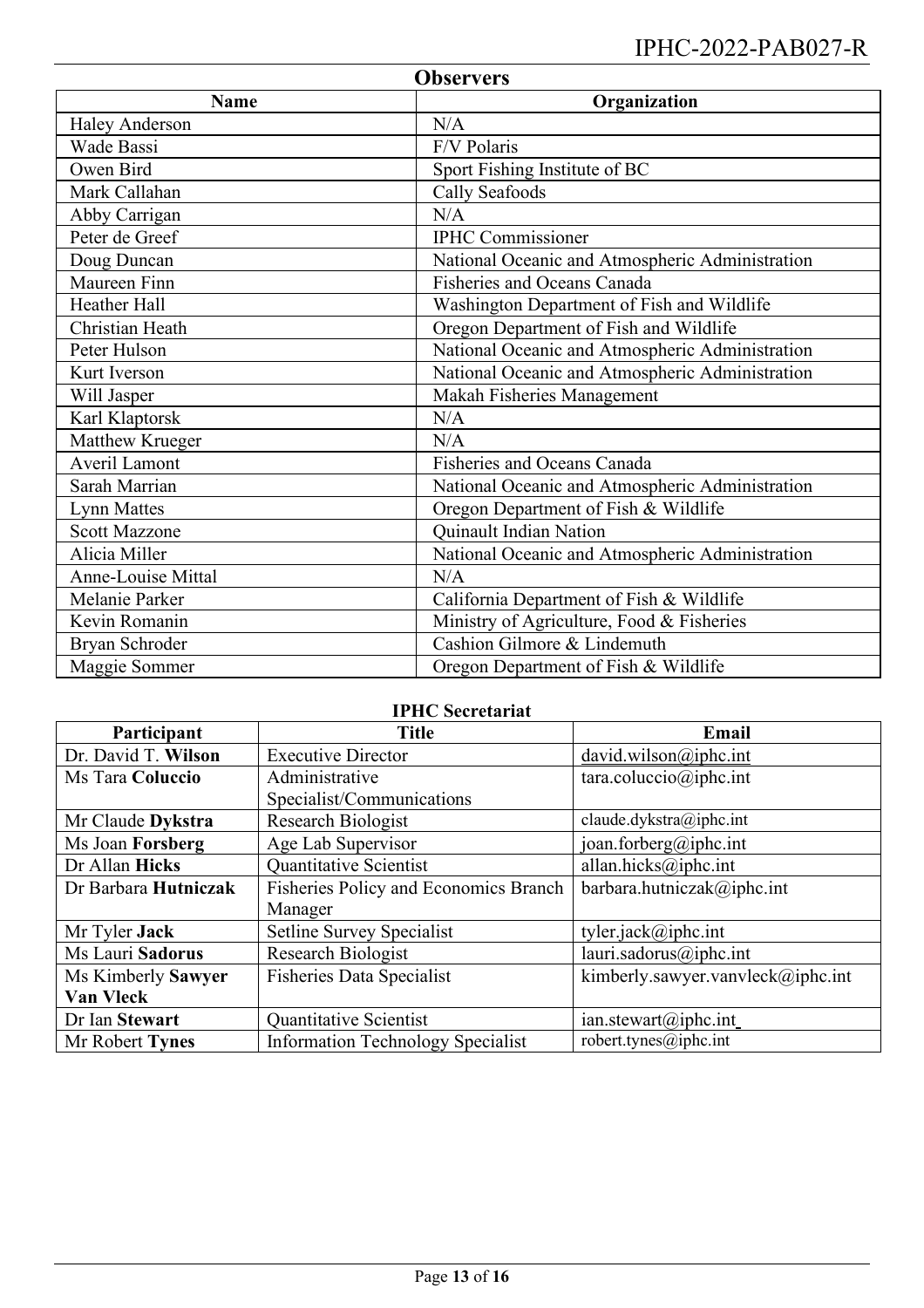## Observers

| Name | Organization |
|---|---|
| Haley Anderson | N/A |
| Wade Bassi | F/V Polaris |
| Owen Bird | Sport Fishing Institute of BC |
| Mark Callahan | Cally Seafoods |
| Abby Carrigan | N/A |
| Peter de Greef | IPHC Commissioner |
| Doug Duncan | National Oceanic and Atmospheric Administration |
| Maureen Finn | Fisheries and Oceans Canada |
| Heather Hall | Washington Department of Fish and Wildlife |
| Christian Heath | Oregon Department of Fish and Wildlife |
| Peter Hulson | National Oceanic and Atmospheric Administration |
| Kurt Iverson | National Oceanic and Atmospheric Administration |
| Will Jasper | Makah Fisheries Management |
| Karl Klaptorsk | N/A |
| Matthew Krueger | N/A |
| Averil Lamont | Fisheries and Oceans Canada |
| Sarah Marrian | National Oceanic and Atmospheric Administration |
| Lynn Mattes | Oregon Department of Fish & Wildlife |
| Scott Mazzone | Quinault Indian Nation |
| Alicia Miller | National Oceanic and Atmospheric Administration |
| Anne-Louise Mittal | N/A |
| Melanie Parker | California Department of Fish & Wildlife |
| Kevin Romanin | Ministry of Agriculture, Food & Fisheries |
| Bryan Schroder | Cashion Gilmore & Lindemuth |
| Maggie Sommer | Oregon Department of Fish & Wildlife |

### IPHC Secretariat

| Participant | Title | Email |
|---|---|---|
| Dr. David T. **Wilson** | Executive Director | david.wilson@iphc.int |
| Ms Tara **Coluccio** | Administrative Specialist/Communications | tara.coluccio@iphc.int |
| Mr Claude **Dykstra** | Research Biologist | claude.dykstra@iphc.int |
| Ms Joan **Forsberg** | Age Lab Supervisor | joan.forberg@iphc.int |
| Dr Allan **Hicks** | Quantitative Scientist | allan.hicks@iphc.int |
| Dr Barbara **Hutniczak** | Fisheries Policy and Economics Branch Manager | barbara.hutniczak@iphc.int |
| Mr Tyler **Jack** | Setline Survey Specialist | tyler.jack@iphc.int |
| Ms Lauri **Sadorus** | Research Biologist | lauri.sadorus@iphc.int |
| Ms Kimberly **Sawyer Van Vleck** | Fisheries Data Specialist | kimberly.sawyer.vanvleck@iphc.int |
| Dr Ian **Stewart** | Quantitative Scientist | ian.stewart@iphc.int |
| Mr Robert **Tynes** | Information Technology Specialist | robert.tynes@iphc.int |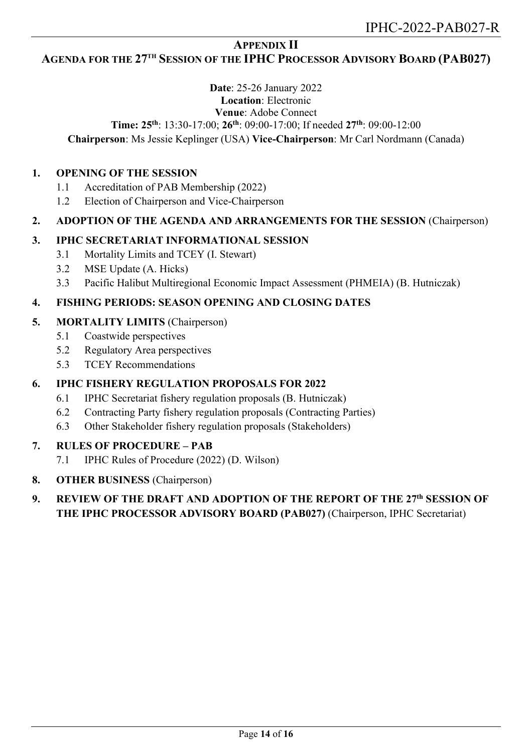## APPENDIX II

## AGENDA FOR THE 27TH SESSION OF THE IPHC PROCESSOR ADVISORY BOARD (PAB027)

**Date**: 25-26 January 2022
**Location**: Electronic
**Venue**: Adobe Connect
**Time: 25th**: 13:30-17:00; **26th**: 09:00-17:00; If needed **27th**: 09:00-12:00
**Chairperson**: Ms Jessie Keplinger (USA) **Vice-Chairperson**: Mr Carl Nordmann (Canada)

1. **OPENING OF THE SESSION**
   - 1.1 Accreditation of PAB Membership (2022)
   - 1.2 Election of Chairperson and Vice-Chairperson
2. **ADOPTION OF THE AGENDA AND ARRANGEMENTS FOR THE SESSION** (Chairperson)
3. **IPHC SECRETARIAT INFORMATIONAL SESSION**
   - 3.1 Mortality Limits and TCEY (I. Stewart)
   - 3.2 MSE Update (A. Hicks)
   - 3.3 Pacific Halibut Multiregional Economic Impact Assessment (PHMEIA) (B. Hutniczak)
4. **FISHING PERIODS: SEASON OPENING AND CLOSING DATES**
5. **MORTALITY LIMITS** (Chairperson)
   - 5.1 Coastwide perspectives
   - 5.2 Regulatory Area perspectives
   - 5.3 TCEY Recommendations
6. **IPHC FISHERY REGULATION PROPOSALS FOR 2022**
   - 6.1 IPHC Secretariat fishery regulation proposals (B. Hutniczak)
   - 6.2 Contracting Party fishery regulation proposals (Contracting Parties)
   - 6.3 Other Stakeholder fishery regulation proposals (Stakeholders)
7. **RULES OF PROCEDURE – PAB**
   - 7.1 IPHC Rules of Procedure (2022) (D. Wilson)
8. **OTHER BUSINESS** (Chairperson)
9. **REVIEW OF THE DRAFT AND ADOPTION OF THE REPORT OF THE 27th SESSION OF THE IPHC PROCESSOR ADVISORY BOARD (PAB027)** (Chairperson, IPHC Secretariat)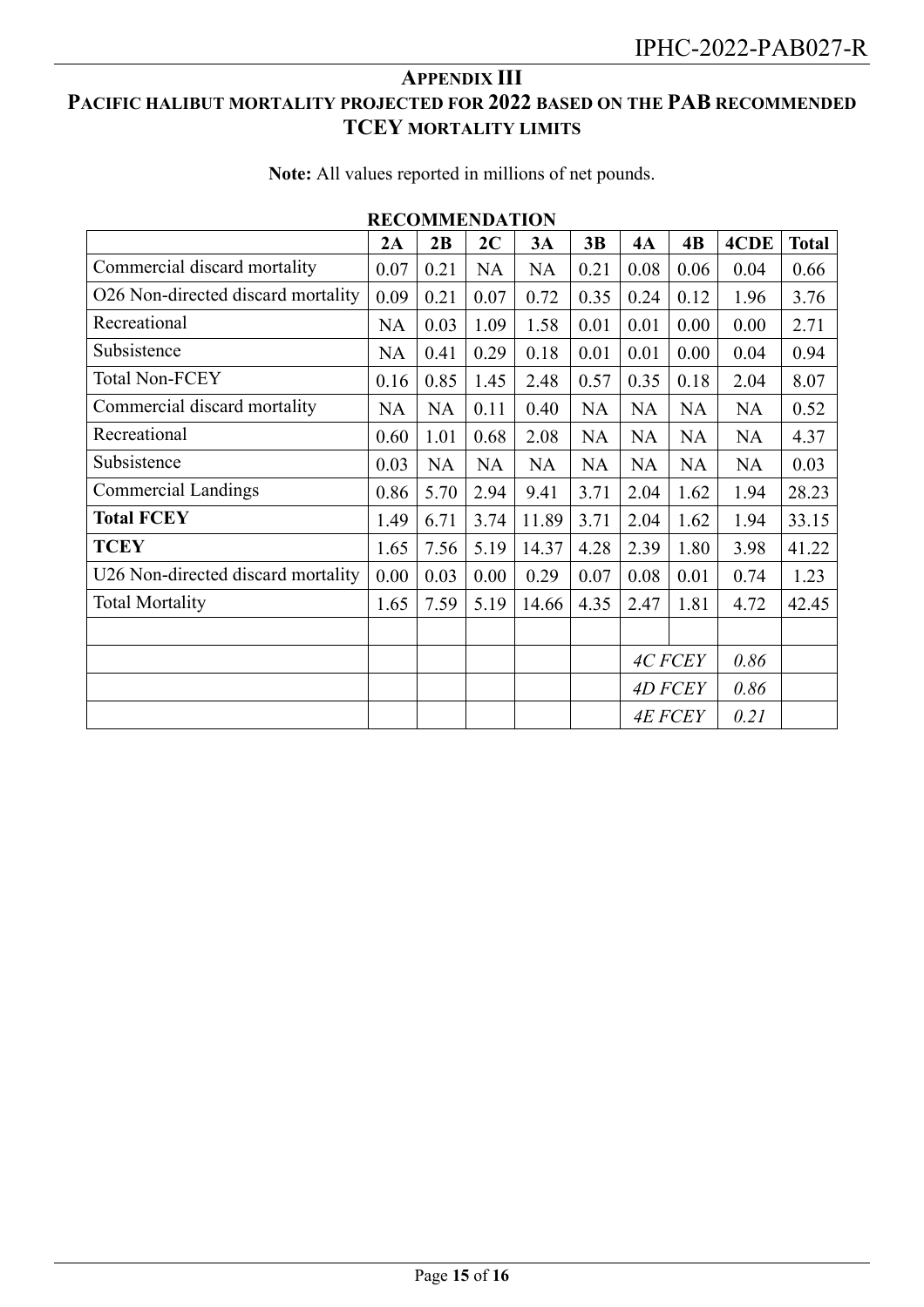## APPENDIX III

## PACIFIC HALIBUT MORTALITY PROJECTED FOR 2022 BASED ON THE PAB RECOMMENDED TCEY MORTALITY LIMITS

**Note:** All values reported in millions of net pounds.

**RECOMMENDATION**

| | 2A | 2B | 2C | 3A | 3B | 4A | 4B | 4CDE | Total |
|---|---|---|---|---|---|---|---|---|---|
| Commercial discard mortality | 0.07 | 0.21 | NA | NA | 0.21 | 0.08 | 0.06 | 0.04 | 0.66 |
| O26 Non-directed discard mortality | 0.09 | 0.21 | 0.07 | 0.72 | 0.35 | 0.24 | 0.12 | 1.96 | 3.76 |
| Recreational | NA | 0.03 | 1.09 | 1.58 | 0.01 | 0.01 | 0.00 | 0.00 | 2.71 |
| Subsistence | NA | 0.41 | 0.29 | 0.18 | 0.01 | 0.01 | 0.00 | 0.04 | 0.94 |
| Total Non-FCEY | 0.16 | 0.85 | 1.45 | 2.48 | 0.57 | 0.35 | 0.18 | 2.04 | 8.07 |
| Commercial discard mortality | NA | NA | 0.11 | 0.40 | NA | NA | NA | NA | 0.52 |
| Recreational | 0.60 | 1.01 | 0.68 | 2.08 | NA | NA | NA | NA | 4.37 |
| Subsistence | 0.03 | NA | NA | NA | NA | NA | NA | NA | 0.03 |
| Commercial Landings | 0.86 | 5.70 | 2.94 | 9.41 | 3.71 | 2.04 | 1.62 | 1.94 | 28.23 |
| **Total FCEY** | 1.49 | 6.71 | 3.74 | 11.89 | 3.71 | 2.04 | 1.62 | 1.94 | 33.15 |
| **TCEY** | 1.65 | 7.56 | 5.19 | 14.37 | 4.28 | 2.39 | 1.80 | 3.98 | 41.22 |
| U26 Non-directed discard mortality | 0.00 | 0.03 | 0.00 | 0.29 | 0.07 | 0.08 | 0.01 | 0.74 | 1.23 |
| Total Mortality | 1.65 | 7.59 | 5.19 | 14.66 | 4.35 | 2.47 | 1.81 | 4.72 | 42.45 |
| | | | | | | | | | |
| | | | | | | *4C FCEY* | | *0.86* | |
| | | | | | | *4D FCEY* | | *0.86* | |
| | | | | | | *4E FCEY* | | *0.21* | |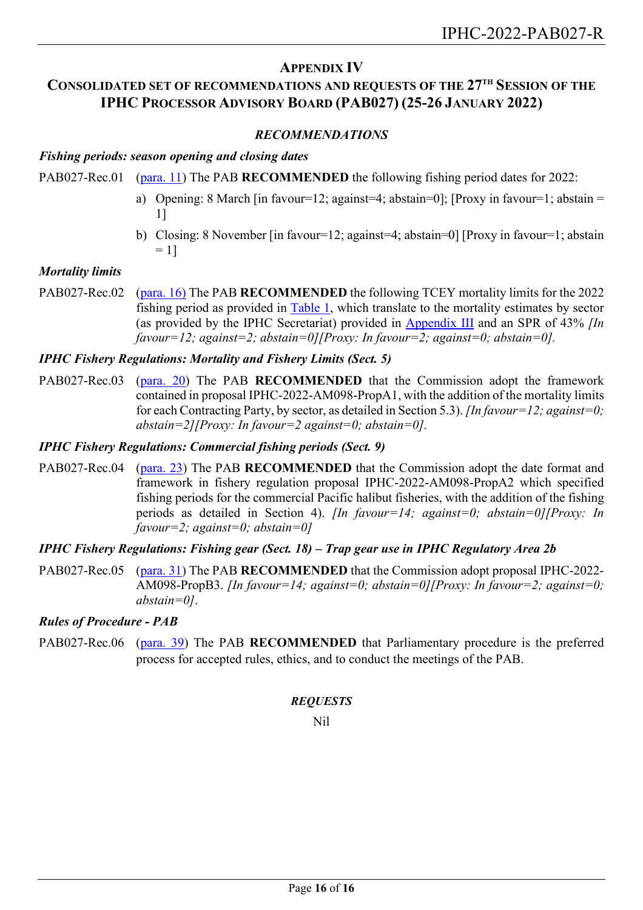## Appendix IV

## Consolidated set of recommendations and requests of the 27th Session of the IPHC Processor Advisory Board (PAB027) (25-26 January 2022)

### *RECOMMENDATIONS*

#### *Fishing periods: season opening and closing dates*

PAB027-Rec.01 (para. 11) The PAB **RECOMMENDED** the following fishing period dates for 2022:

a) Opening: 8 March [in favour=12; against=4; abstain=0]; [Proxy in favour=1; abstain = 1]

b) Closing: 8 November [in favour=12; against=4; abstain=0] [Proxy in favour=1; abstain = 1]

#### *Mortality limits*

PAB027-Rec.02 (para. 16) The PAB **RECOMMENDED** the following TCEY mortality limits for the 2022 fishing period as provided in Table 1, which translate to the mortality estimates by sector (as provided by the IPHC Secretariat) provided in Appendix III and an SPR of 43% *[In favour=12; against=2; abstain=0][Proxy: In favour=2; against=0; abstain=0].*

#### *IPHC Fishery Regulations: Mortality and Fishery Limits (Sect. 5)*

PAB027-Rec.03 (para. 20) The PAB **RECOMMENDED** that the Commission adopt the framework contained in proposal IPHC-2022-AM098-PropA1, with the addition of the mortality limits for each Contracting Party, by sector, as detailed in Section 5.3). *[In favour=12; against=0; abstain=2][Proxy: In favour=2 against=0; abstain=0].*

#### *IPHC Fishery Regulations: Commercial fishing periods (Sect. 9)*

PAB027-Rec.04 (para. 23) The PAB **RECOMMENDED** that the Commission adopt the date format and framework in fishery regulation proposal IPHC-2022-AM098-PropA2 which specified fishing periods for the commercial Pacific halibut fisheries, with the addition of the fishing periods as detailed in Section 4). *[In favour=14; against=0; abstain=0][Proxy: In favour=2; against=0; abstain=0]*

#### *IPHC Fishery Regulations: Fishing gear (Sect. 18) – Trap gear use in IPHC Regulatory Area 2b*

PAB027-Rec.05 (para. 31) The PAB **RECOMMENDED** that the Commission adopt proposal IPHC-2022-AM098-PropB3. *[In favour=14; against=0; abstain=0][Proxy: In favour=2; against=0; abstain=0]*.

#### *Rules of Procedure - PAB*

PAB027-Rec.06 (para. 39) The PAB **RECOMMENDED** that Parliamentary procedure is the preferred process for accepted rules, ethics, and to conduct the meetings of the PAB.

### *REQUESTS*

Nil